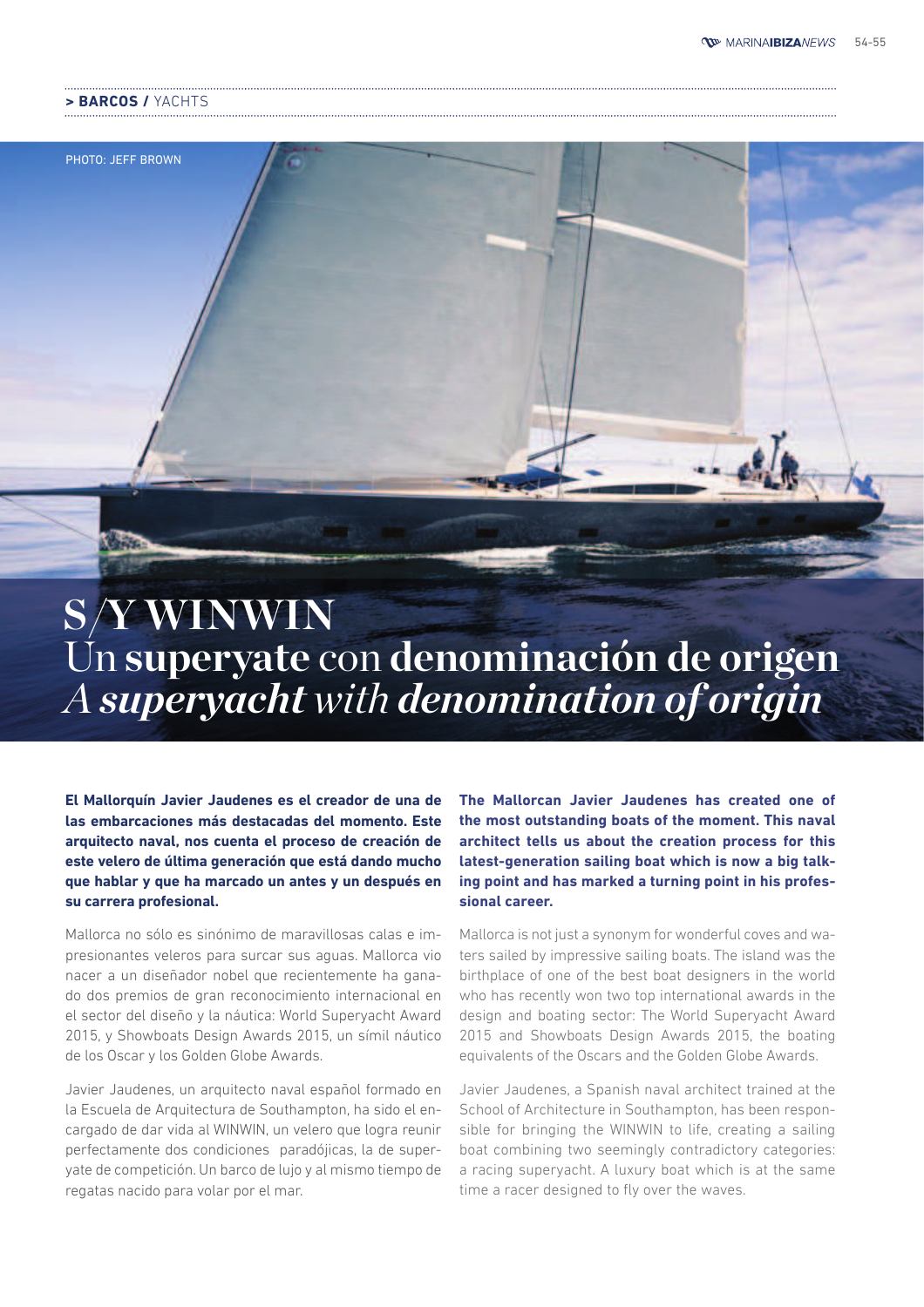> **BARCOS /** YACHTS

PHOTO: JEFF BROWN

# S/Y WINWIN
## Un **superyate** con **denominación de origen**
## *A **superyacht** with **denomination of origin***

**El Mallorquín Javier Jaudenes es el creador de una de las embarcaciones más destacadas del momento. Este arquitecto naval, nos cuenta el proceso de creación de este velero de última generación que está dando mucho que hablar y que ha marcado un antes y un después en su carrera profesional.**

Mallorca no sólo es sinónimo de maravillosas calas e impresionantes veleros para surcar sus aguas. Mallorca vio nacer a un diseñador nobel que recientemente ha ganado dos premios de gran reconocimiento internacional en el sector del diseño y la náutica: World Superyacht Award 2015, y Showboats Design Awards 2015, un símil náutico de los Oscar y los Golden Globe Awards.

Javier Jaudenes, un arquitecto naval español formado en la Escuela de Arquitectura de Southampton, ha sido el encargado de dar vida al WINWIN, un velero que logra reunir perfectamente dos condiciones paradójicas, la de superyate de competición. Un barco de lujo y al mismo tiempo de regatas nacido para volar por el mar.

**The Mallorcan Javier Jaudenes has created one of the most outstanding boats of the moment. This naval architect tells us about the creation process for this latest-generation sailing boat which is now a big talking point and has marked a turning point in his professional career.**

Mallorca is not just a synonym for wonderful coves and waters sailed by impressive sailing boats. The island was the birthplace of one of the best boat designers in the world who has recently won two top international awards in the design and boating sector: The World Superyacht Award 2015 and Showboats Design Awards 2015, the boating equivalents of the Oscars and the Golden Globe Awards.

Javier Jaudenes, a Spanish naval architect trained at the School of Architecture in Southampton, has been responsible for bringing the WINWIN to life, creating a sailing boat combining two seemingly contradictory categories: a racing superyacht. A luxury boat which is at the same time a racer designed to fly over the waves.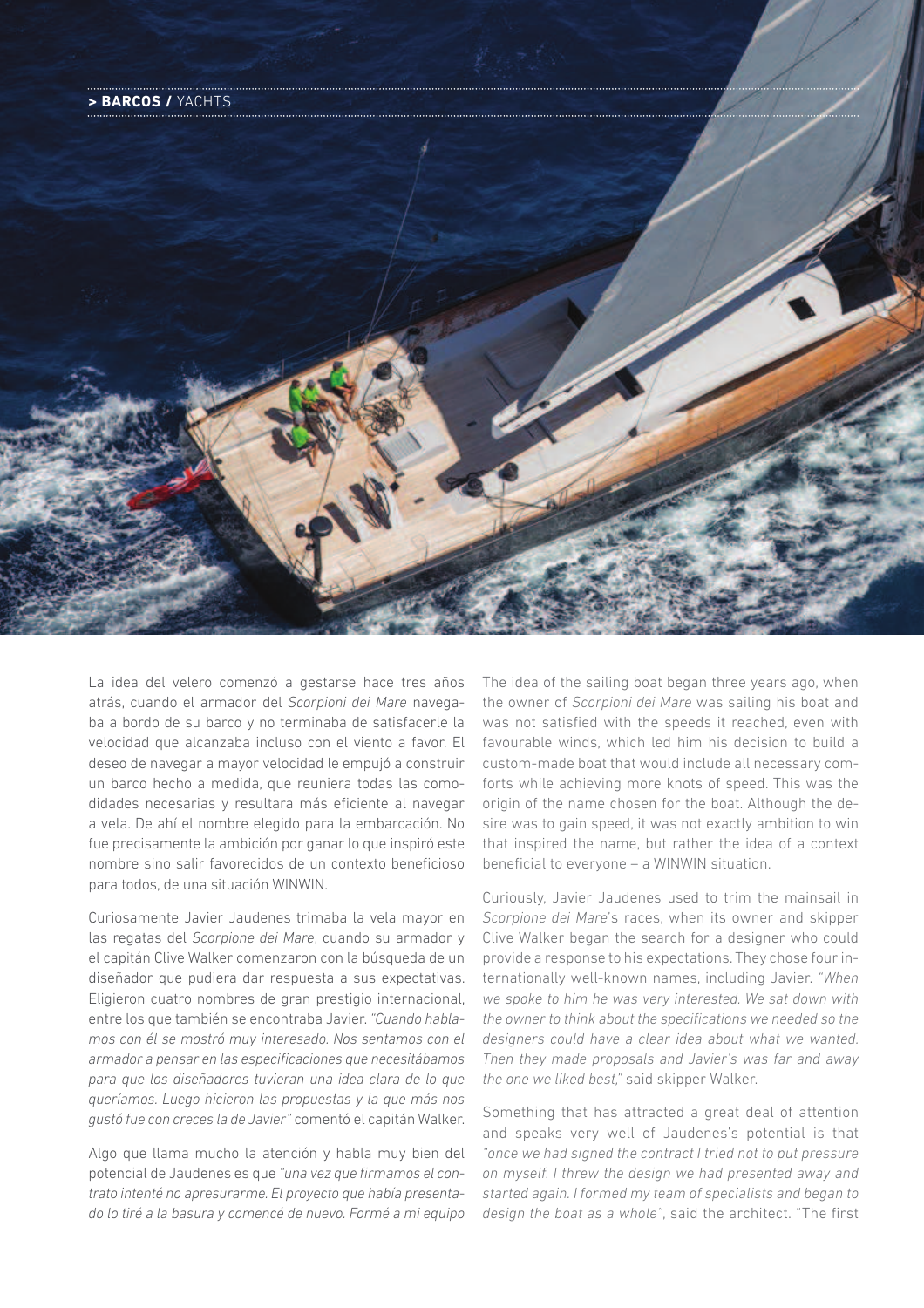La idea del velero comenzó a gestarse hace tres años atrás, cuando el armador del *Scorpioni dei Mare* navegaba a bordo de su barco y no terminaba de satisfacerle la velocidad que alcanzaba incluso con el viento a favor. El deseo de navegar a mayor velocidad le empujó a construir un barco hecho a medida, que reuniera todas las comodidades necesarias y resultara más eficiente al navegar a vela. De ahí el nombre elegido para la embarcación. No fue precisamente la ambición por ganar lo que inspiró este nombre sino salir favorecidos de un contexto beneficioso para todos, de una situación WINWIN.

Curiosamente Javier Jaudenes trimaba la vela mayor en las regatas del *Scorpione dei Mare*, cuando su armador y el capitán Clive Walker comenzaron con la búsqueda de un diseñador que pudiera dar respuesta a sus expectativas. Eligieron cuatro nombres de gran prestigio internacional, entre los que también se encontraba Javier. *"Cuando hablamos con él se mostró muy interesado. Nos sentamos con el armador a pensar en las especificaciones que necesitábamos para que los diseñadores tuvieran una idea clara de lo que queríamos. Luego hicieron las propuestas y la que más nos gustó fue con creces la de Javier"* comentó el capitán Walker.

Algo que llama mucho la atención y habla muy bien del potencial de Jaudenes es que *"una vez que firmamos el contrato intenté no apresurarme. El proyecto que había presentado lo tiré a la basura y comencé de nuevo. Formé a mi equipo*

The idea of the sailing boat began three years ago, when the owner of *Scorpioni dei Mare* was sailing his boat and was not satisfied with the speeds it reached, even with favourable winds, which led him his decision to build a custom-made boat that would include all necessary comforts while achieving more knots of speed. This was the origin of the name chosen for the boat. Although the desire was to gain speed, it was not exactly ambition to win that inspired the name, but rather the idea of a context beneficial to everyone – a WINWIN situation.

Curiously, Javier Jaudenes used to trim the mainsail in *Scorpione dei Mare*'s races, when its owner and skipper Clive Walker began the search for a designer who could provide a response to his expectations. They chose four internationally well-known names, including Javier. *"When we spoke to him he was very interested. We sat down with the owner to think about the specifications we needed so the designers could have a clear idea about what we wanted. Then they made proposals and Javier's was far and away the one we liked best,"* said skipper Walker.

Something that has attracted a great deal of attention and speaks very well of Jaudenes's potential is that *"once we had signed the contract I tried not to put pressure on myself. I threw the design we had presented away and started again. I formed my team of specialists and began to design the boat as a whole"*, said the architect. "The first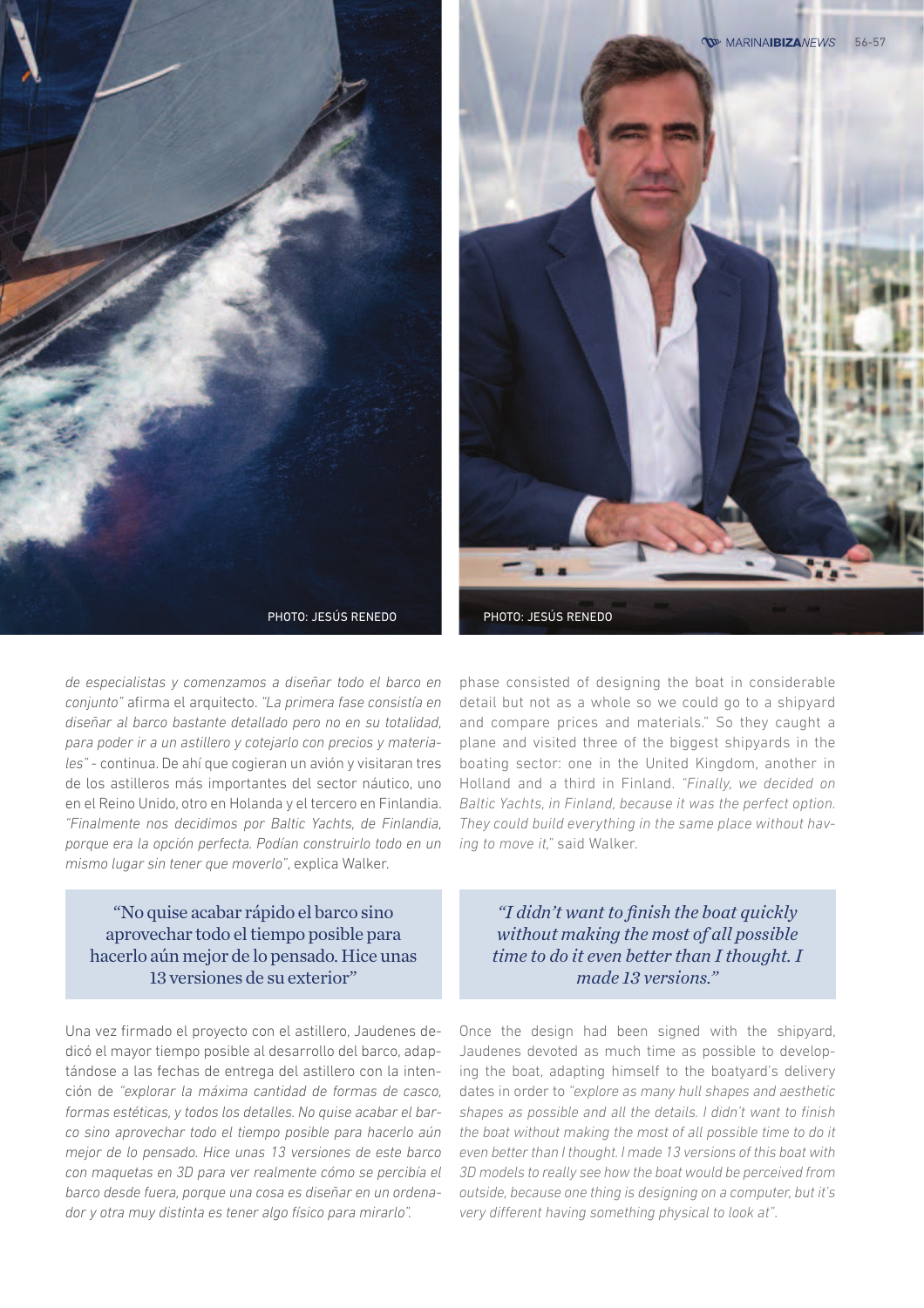PHOTO: JESÚS RENEDO

PHOTO: JESÚS RENEDO

*de especialistas y comenzamos a diseñar todo el barco en conjunto"* afirma el arquitecto. *"La primera fase consistía en diseñar al barco bastante detallado pero no en su totalidad, para poder ir a un astillero y cotejarlo con precios y materiales"* - continua. De ahí que cogieran un avión y visitaran tres de los astilleros más importantes del sector náutico, uno en el Reino Unido, otro en Holanda y el tercero en Finlandia. *"Finalmente nos decidimos por Baltic Yachts, de Finlandia, porque era la opción perfecta. Podían construirlo todo en un mismo lugar sin tener que moverlo"*, explica Walker.

> "No quise acabar rápido el barco sino aprovechar todo el tiempo posible para hacerlo aún mejor de lo pensado. Hice unas 13 versiones de su exterior"

Una vez firmado el proyecto con el astillero, Jaudenes dedicó el mayor tiempo posible al desarrollo del barco, adaptándose a las fechas de entrega del astillero con la intención de *"explorar la máxima cantidad de formas de casco, formas estéticas, y todos los detalles. No quise acabar el barco sino aprovechar todo el tiempo posible para hacerlo aún mejor de lo pensado. Hice unas 13 versiones de este barco con maquetas en 3D para ver realmente cómo se percibía el barco desde fuera, porque una cosa es diseñar en un ordenador y otra muy distinta es tener algo físico para mirarlo".*

phase consisted of designing the boat in considerable detail but not as a whole so we could go to a shipyard and compare prices and materials." So they caught a plane and visited three of the biggest shipyards in the boating sector: one in the United Kingdom, another in Holland and a third in Finland. *"Finally, we decided on Baltic Yachts, in Finland, because it was the perfect option. They could build everything in the same place without having to move it,"* said Walker.

> *"I didn't want to finish the boat quickly without making the most of all possible time to do it even better than I thought. I made 13 versions."*

Once the design had been signed with the shipyard, Jaudenes devoted as much time as possible to developing the boat, adapting himself to the boatyard's delivery dates in order to *"explore as many hull shapes and aesthetic shapes as possible and all the details. I didn't want to finish the boat without making the most of all possible time to do it even better than I thought. I made 13 versions of this boat with 3D models to really see how the boat would be perceived from outside, because one thing is designing on a computer, but it's very different having something physical to look at".*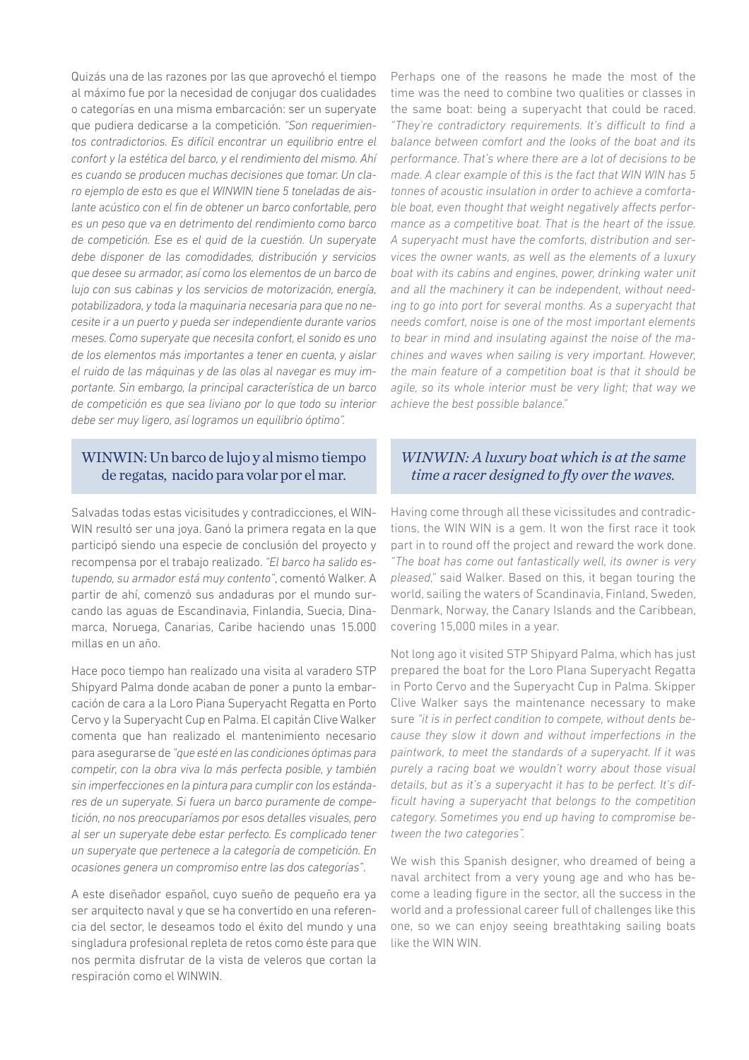Quizás una de las razones por las que aprovechó el tiempo al máximo fue por la necesidad de conjugar dos cualidades o categorías en una misma embarcación: ser un superyate que pudiera dedicarse a la competición. *"Son requerimientos contradictorios. Es difícil encontrar un equilibrio entre el confort y la estética del barco, y el rendimiento del mismo. Ahí es cuando se producen muchas decisiones que tomar. Un claro ejemplo de esto es que el WINWIN tiene 5 toneladas de aislante acústico con el fin de obtener un barco confortable, pero es un peso que va en detrimento del rendimiento como barco de competición. Ese es el quid de la cuestión. Un superyate debe disponer de las comodidades, distribución y servicios que desee su armador, así como los elementos de un barco de lujo con sus cabinas y los servicios de motorización, energía, potabilizadora, y toda la maquinaria necesaria para que no necesite ir a un puerto y pueda ser independiente durante varios meses. Como superyate que necesita confort, el sonido es uno de los elementos más importantes a tener en cuenta, y aislar el ruido de las máquinas y de las olas al navegar es muy importante. Sin embargo, la principal característica de un barco de competición es que sea liviano por lo que todo su interior debe ser muy ligero, así logramos un equilibrio óptimo".*

## WINWIN: Un barco de lujo y al mismo tiempo de regatas, nacido para volar por el mar.

Salvadas todas estas vicisitudes y contradicciones, el WINWIN resultó ser una joya. Ganó la primera regata en la que participó siendo una especie de conclusión del proyecto y recompensa por el trabajo realizado. *"El barco ha salido estupendo, su armador está muy contento"*, comentó Walker. A partir de ahí, comenzó sus andaduras por el mundo surcando las aguas de Escandinavia, Finlandia, Suecia, Dinamarca, Noruega, Canarias, Caribe haciendo unas 15.000 millas en un año.

Hace poco tiempo han realizado una visita al varadero STP Shipyard Palma donde acaban de poner a punto la embarcación de cara a la Loro Piana Superyacht Regatta en Porto Cervo y la Superyacht Cup en Palma. El capitán Clive Walker comenta que han realizado el mantenimiento necesario para asegurarse de *"que esté en las condiciones óptimas para competir, con la obra viva lo más perfecta posible, y también sin imperfecciones en la pintura para cumplir con los estándares de un superyate. Si fuera un barco puramente de competición, no nos preocuparíamos por esos detalles visuales, pero al ser un superyate debe estar perfecto. Es complicado tener un superyate que pertenece a la categoría de competición. En ocasiones genera un compromiso entre las dos categorías"*.

A este diseñador español, cuyo sueño de pequeño era ya ser arquitecto naval y que se ha convertido en una referencia del sector, le deseamos todo el éxito del mundo y una singladura profesional repleta de retos como éste para que nos permita disfrutar de la vista de veleros que cortan la respiración como el WINWIN.

Perhaps one of the reasons he made the most of the time was the need to combine two qualities or classes in the same boat: being a superyacht that could be raced. *"They're contradictory requirements. It's difficult to find a balance between comfort and the looks of the boat and its performance. That's where there are a lot of decisions to be made. A clear example of this is the fact that WIN WIN has 5 tonnes of acoustic insulation in order to achieve a comfortable boat, even thought that weight negatively affects performance as a competitive boat. That is the heart of the issue. A superyacht must have the comforts, distribution and services the owner wants, as well as the elements of a luxury boat with its cabins and engines, power, drinking water unit and all the machinery it can be independent, without needing to go into port for several months. As a superyacht that needs comfort, noise is one of the most important elements to bear in mind and insulating against the noise of the machines and waves when sailing is very important. However, the main feature of a competition boat is that it should be agile, so its whole interior must be very light; that way we achieve the best possible balance."*

## *WINWIN: A luxury boat which is at the same time a racer designed to fly over the waves.*

Having come through all these vicissitudes and contradictions, the WIN WIN is a gem. It won the first race it took part in to round off the project and reward the work done. *"The boat has come out fantastically well, its owner is very pleased,"* said Walker. Based on this, it began touring the world, sailing the waters of Scandinavia, Finland, Sweden, Denmark, Norway, the Canary Islands and the Caribbean, covering 15,000 miles in a year.

Not long ago it visited STP Shipyard Palma, which has just prepared the boat for the Loro Plana Superyacht Regatta in Porto Cervo and the Superyacht Cup in Palma. Skipper Clive Walker says the maintenance necessary to make sure *"it is in perfect condition to compete, without dents because they slow it down and without imperfections in the paintwork, to meet the standards of a superyacht. If it was purely a racing boat we wouldn't worry about those visual details, but as it's a superyacht it has to be perfect. It's difficult having a superyacht that belongs to the competition category. Sometimes you end up having to compromise between the two categories".*

We wish this Spanish designer, who dreamed of being a naval architect from a very young age and who has become a leading figure in the sector, all the success in the world and a professional career full of challenges like this one, so we can enjoy seeing breathtaking sailing boats like the WIN WIN.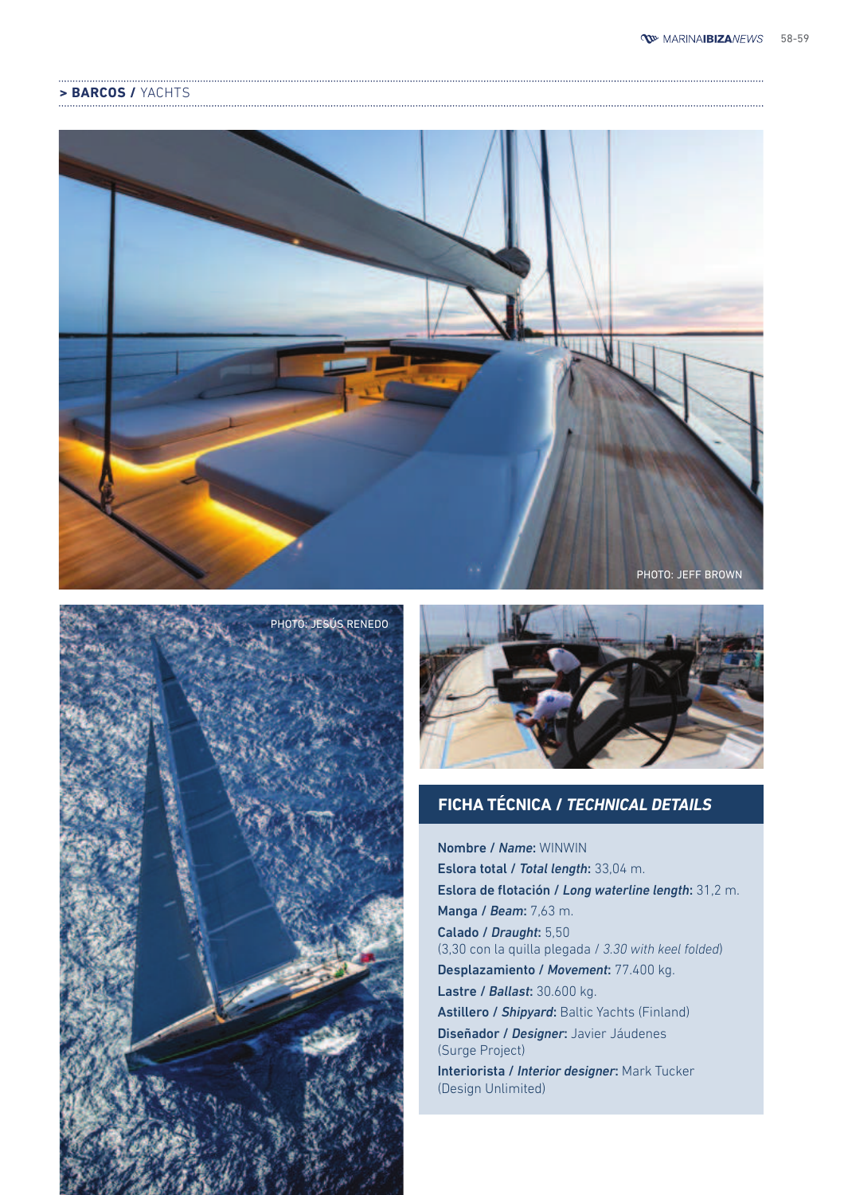> **BARCOS /** YACHTS

PHOTO: JEFF BROWN

PHOTO: JESÚS RENEDO

## FICHA TÉCNICA / *TECHNICAL DETAILS*

**Nombre / *Name*:** WINWIN

**Eslora total / *Total length*:** 33,04 m.

**Eslora de flotación / *Long waterline length*:** 31,2 m.

**Manga / *Beam*:** 7,63 m.

**Calado / *Draught*:** 5,50 (3,30 con la quilla plegada / *3.30 with keel folded*)

**Desplazamiento / *Movement*:** 77.400 kg.

**Lastre / *Ballast*:** 30.600 kg.

**Astillero / *Shipyard*:** Baltic Yachts (Finland)

**Diseñador / *Designer*:** Javier Jáudenes (Surge Project)

**Interiorista / *Interior designer*:** Mark Tucker (Design Unlimited)